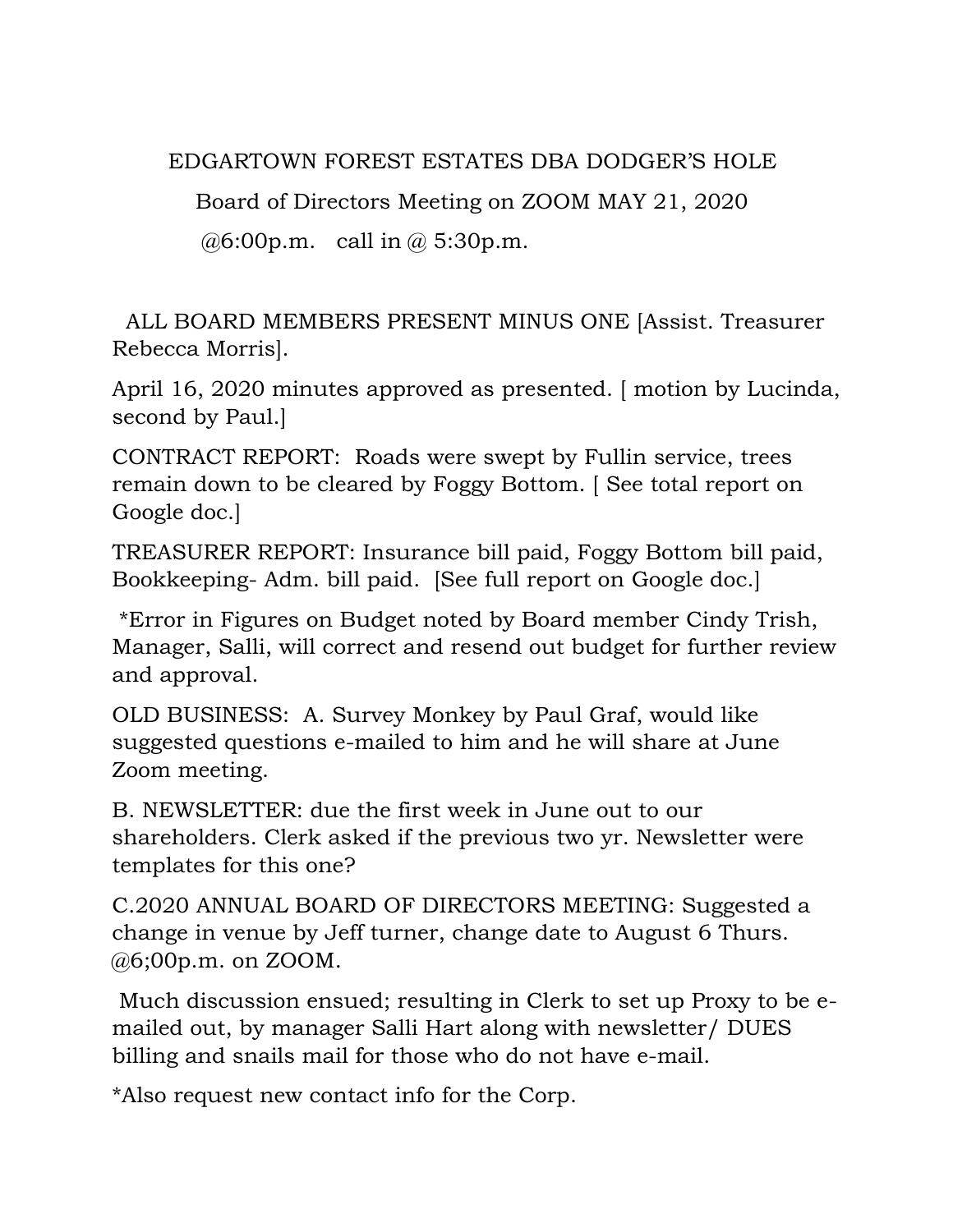EDGARTOWN FOREST ESTATES DBA DODGER'S HOLE

Board of Directors Meeting on ZOOM MAY 21, 2020

@6:00p.m. call in @ 5:30p.m.

ALL BOARD MEMBERS PRESENT MINUS ONE [Assist. Treasurer Rebecca Morris].

April 16, 2020 minutes approved as presented. [ motion by Lucinda, second by Paul.]

CONTRACT REPORT: Roads were swept by Fullin service, trees remain down to be cleared by Foggy Bottom. [ See total report on Google doc.]

TREASURER REPORT: Insurance bill paid, Foggy Bottom bill paid, Bookkeeping- Adm. bill paid. [See full report on Google doc.]

*Error in Figures on Budget noted by Board member Cindy Trish, Manager, Salli, will correct and resend out budget for further review and approval.

OLD BUSINESS: A. Survey Monkey by Paul Graf, would like suggested questions e-mailed to him and he will share at June Zoom meeting.

B. NEWSLETTER: due the first week in June out to our shareholders. Clerk asked if the previous two yr. Newsletter were templates for this one?

C.2020 ANNUAL BOARD OF DIRECTORS MEETING: Suggested a change in venue by Jeff turner, change date to August 6 Thurs. @6;00p.m. on ZOOM.

Much discussion ensued; resulting in Clerk to set up Proxy to be e-mailed out, by manager Salli Hart along with newsletter/ DUES billing and snails mail for those who do not have e-mail.

*Also request new contact info for the Corp.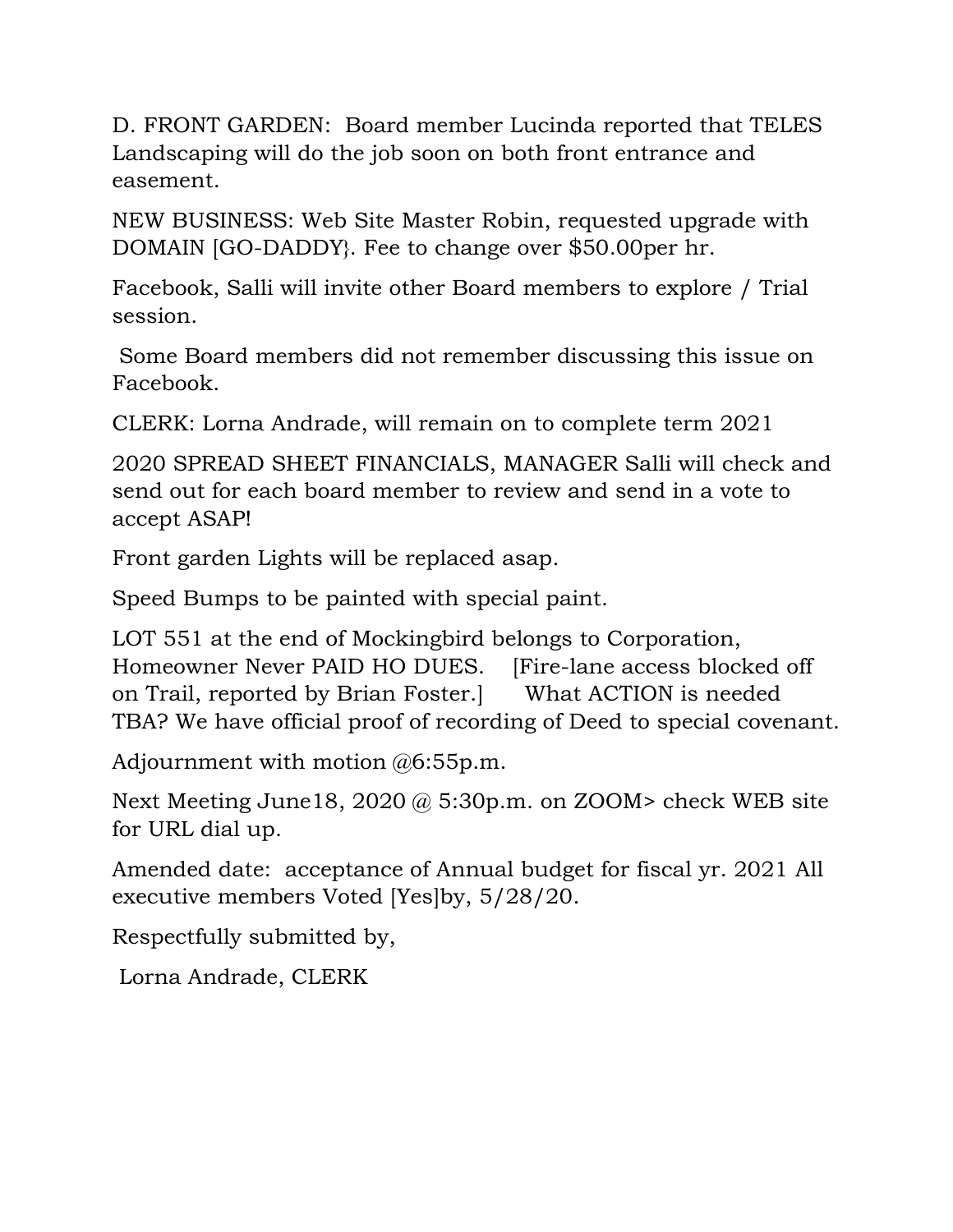D. FRONT GARDEN: Board member Lucinda reported that TELES Landscaping will do the job soon on both front entrance and easement.

NEW BUSINESS: Web Site Master Robin, requested upgrade with DOMAIN [GO-DADDY}. Fee to change over $50.00per hr.

Facebook, Salli will invite other Board members to explore / Trial session.

Some Board members did not remember discussing this issue on Facebook.

CLERK: Lorna Andrade, will remain on to complete term 2021

2020 SPREAD SHEET FINANCIALS, MANAGER Salli will check and send out for each board member to review and send in a vote to accept ASAP!

Front garden Lights will be replaced asap.

Speed Bumps to be painted with special paint.

LOT 551 at the end of Mockingbird belongs to Corporation, Homeowner Never PAID HO DUES. [Fire-lane access blocked off on Trail, reported by Brian Foster.] What ACTION is needed TBA? We have official proof of recording of Deed to special covenant.

Adjournment with motion @6:55p.m.

Next Meeting June18, 2020 @ 5:30p.m. on ZOOM> check WEB site for URL dial up.

Amended date: acceptance of Annual budget for fiscal yr. 2021 All executive members Voted [Yes]by, 5/28/20.

Respectfully submitted by,

Lorna Andrade, CLERK